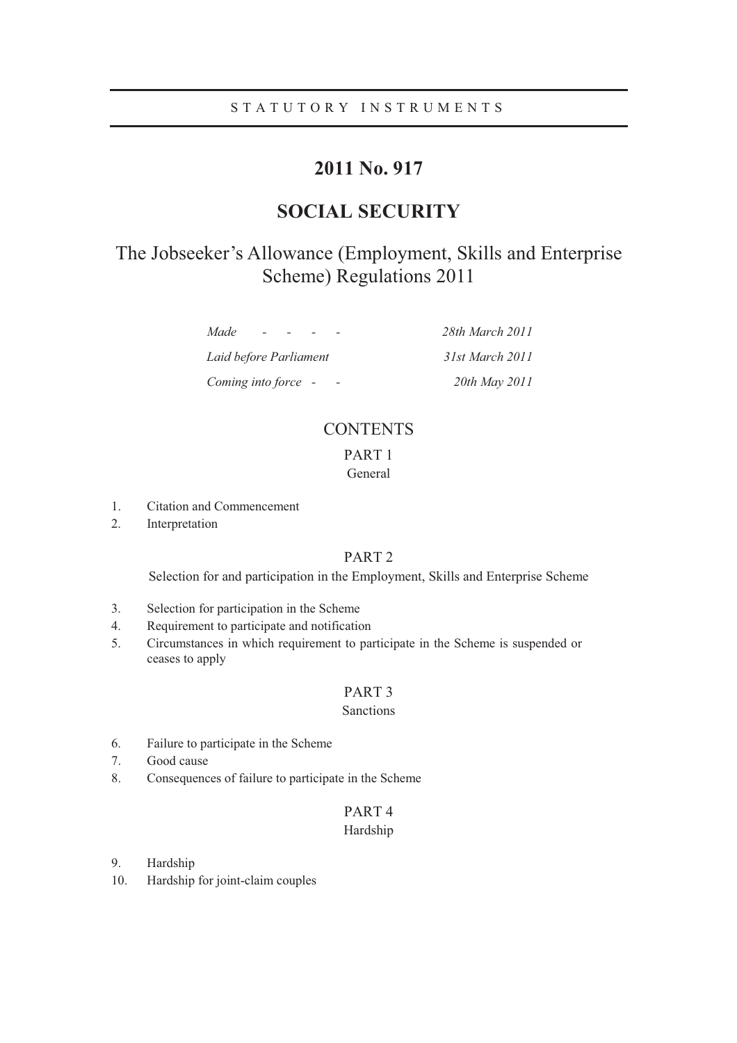STATUTORY INSTRUMENTS

# 2011 No. 917

# SOCIAL SECURITY

## The Jobseeker's Allowance (Employment, Skills and Enterprise Scheme) Regulations 2011

| | |
|---|---|
| *Made - - - -* | *28th March 2011* |
| *Laid before Parliament* | *31st March 2011* |
| *Coming into force - -* | *20th May 2011* |

## CONTENTS

### PART 1
General

1. Citation and Commencement
2. Interpretation

### PART 2
Selection for and participation in the Employment, Skills and Enterprise Scheme

3. Selection for participation in the Scheme
4. Requirement to participate and notification
5. Circumstances in which requirement to participate in the Scheme is suspended or ceases to apply

### PART 3
Sanctions

6. Failure to participate in the Scheme
7. Good cause
8. Consequences of failure to participate in the Scheme

### PART 4
Hardship

9. Hardship
10. Hardship for joint-claim couples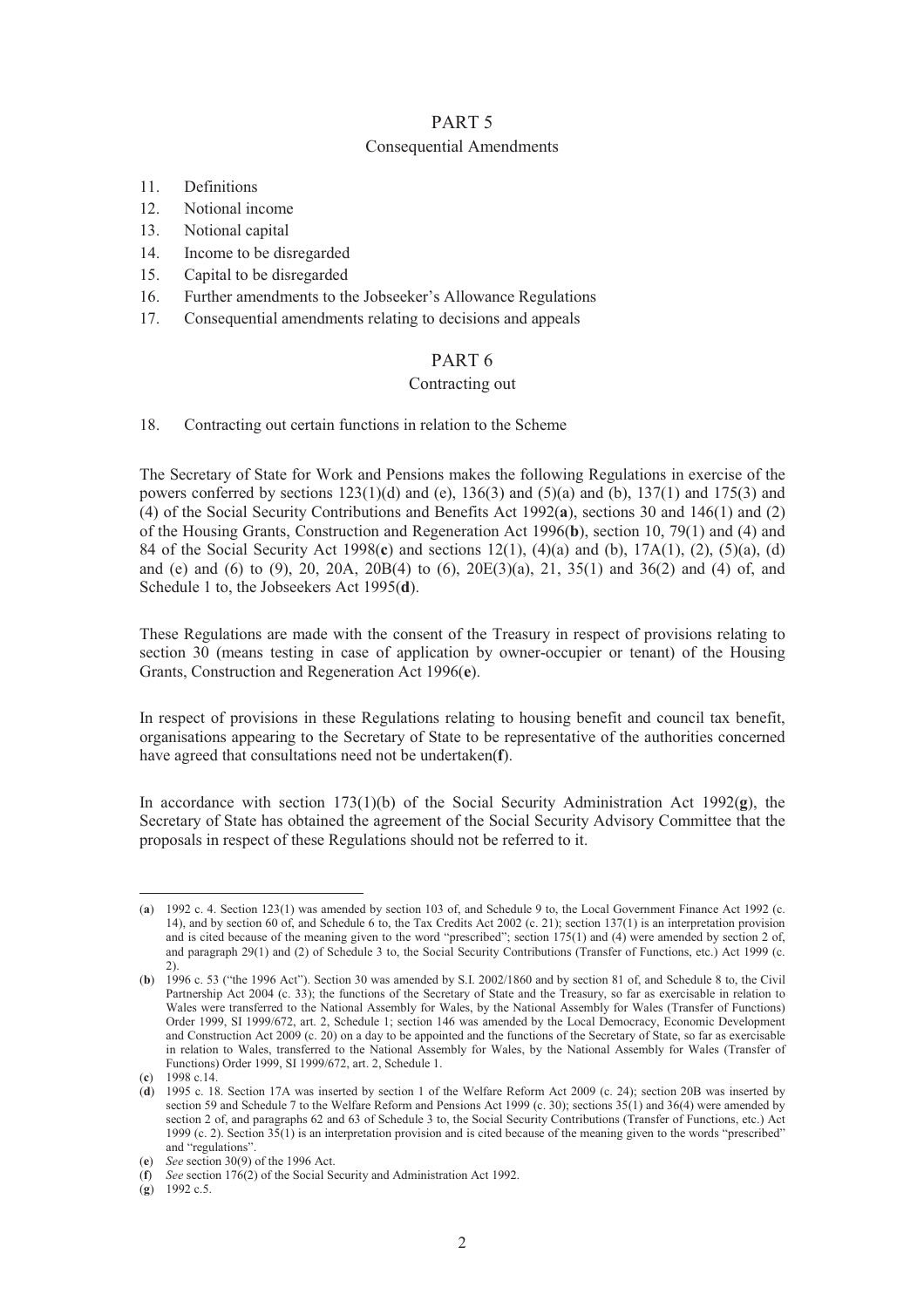## PART 5

### Consequential Amendments

11. Definitions
12. Notional income
13. Notional capital
14. Income to be disregarded
15. Capital to be disregarded
16. Further amendments to the Jobseeker's Allowance Regulations
17. Consequential amendments relating to decisions and appeals

## PART 6

### Contracting out

18. Contracting out certain functions in relation to the Scheme

The Secretary of State for Work and Pensions makes the following Regulations in exercise of the powers conferred by sections 123(1)(d) and (e), 136(3) and (5)(a) and (b), 137(1) and 175(3) and (4) of the Social Security Contributions and Benefits Act 1992(**a**), sections 30 and 146(1) and (2) of the Housing Grants, Construction and Regeneration Act 1996(**b**), section 10, 79(1) and (4) and 84 of the Social Security Act 1998(**c**) and sections 12(1), (4)(a) and (b), 17A(1), (2), (5)(a), (d) and (e) and (6) to (9), 20, 20A, 20B(4) to (6), 20E(3)(a), 21, 35(1) and 36(2) and (4) of, and Schedule 1 to, the Jobseekers Act 1995(**d**).

These Regulations are made with the consent of the Treasury in respect of provisions relating to section 30 (means testing in case of application by owner-occupier or tenant) of the Housing Grants, Construction and Regeneration Act 1996(**e**).

In respect of provisions in these Regulations relating to housing benefit and council tax benefit, organisations appearing to the Secretary of State to be representative of the authorities concerned have agreed that consultations need not be undertaken(**f**).

In accordance with section 173(1)(b) of the Social Security Administration Act 1992(**g**), the Secretary of State has obtained the agreement of the Social Security Advisory Committee that the proposals in respect of these Regulations should not be referred to it.

---

(**a**) 1992 c. 4. Section 123(1) was amended by section 103 of, and Schedule 9 to, the Local Government Finance Act 1992 (c. 14), and by section 60 of, and Schedule 6 to, the Tax Credits Act 2002 (c. 21); section 137(1) is an interpretation provision and is cited because of the meaning given to the word "prescribed"; section 175(1) and (4) were amended by section 2 of, and paragraph 29(1) and (2) of Schedule 3 to, the Social Security Contributions (Transfer of Functions, etc.) Act 1999 (c. 2).

(**b**) 1996 c. 53 ("the 1996 Act"). Section 30 was amended by S.I. 2002/1860 and by section 81 of, and Schedule 8 to, the Civil Partnership Act 2004 (c. 33); the functions of the Secretary of State and the Treasury, so far as exercisable in relation to Wales were transferred to the National Assembly for Wales, by the National Assembly for Wales (Transfer of Functions) Order 1999, SI 1999/672, art. 2, Schedule 1; section 146 was amended by the Local Democracy, Economic Development and Construction Act 2009 (c. 20) on a day to be appointed and the functions of the Secretary of State, so far as exercisable in relation to Wales, transferred to the National Assembly for Wales, by the National Assembly for Wales (Transfer of Functions) Order 1999, SI 1999/672, art. 2, Schedule 1.

(**c**) 1998 c.14.

(**d**) 1995 c. 18. Section 17A was inserted by section 1 of the Welfare Reform Act 2009 (c. 24); section 20B was inserted by section 59 and Schedule 7 to the Welfare Reform and Pensions Act 1999 (c. 30); sections 35(1) and 36(4) were amended by section 2 of, and paragraphs 62 and 63 of Schedule 3 to, the Social Security Contributions (Transfer of Functions, etc.) Act 1999 (c. 2). Section 35(1) is an interpretation provision and is cited because of the meaning given to the words "prescribed" and "regulations".

(**e**) *See* section 30(9) of the 1996 Act.

(**f**) *See* section 176(2) of the Social Security and Administration Act 1992.

(**g**) 1992 c.5.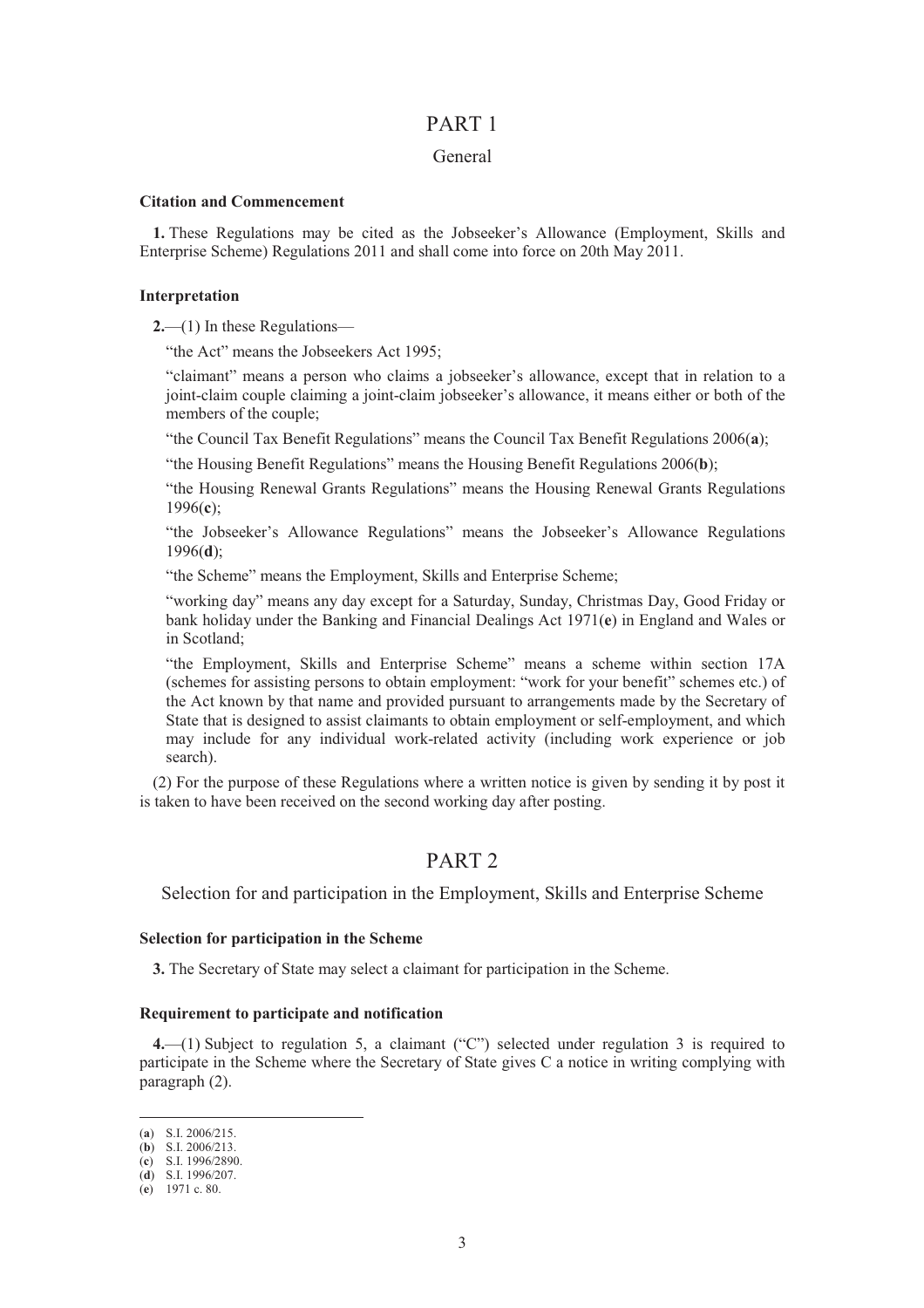# PART 1

## General

### Citation and Commencement

**1.** These Regulations may be cited as the Jobseeker's Allowance (Employment, Skills and Enterprise Scheme) Regulations 2011 and shall come into force on 20th May 2011.

### Interpretation

**2.**—(1) In these Regulations—

"the Act" means the Jobseekers Act 1995;

"claimant" means a person who claims a jobseeker's allowance, except that in relation to a joint-claim couple claiming a joint-claim jobseeker's allowance, it means either or both of the members of the couple;

"the Council Tax Benefit Regulations" means the Council Tax Benefit Regulations 2006(**a**);

"the Housing Benefit Regulations" means the Housing Benefit Regulations 2006(**b**);

"the Housing Renewal Grants Regulations" means the Housing Renewal Grants Regulations 1996(**c**);

"the Jobseeker's Allowance Regulations" means the Jobseeker's Allowance Regulations 1996(**d**);

"the Scheme" means the Employment, Skills and Enterprise Scheme;

"working day" means any day except for a Saturday, Sunday, Christmas Day, Good Friday or bank holiday under the Banking and Financial Dealings Act 1971(**e**) in England and Wales or in Scotland;

"the Employment, Skills and Enterprise Scheme" means a scheme within section 17A (schemes for assisting persons to obtain employment: "work for your benefit" schemes etc.) of the Act known by that name and provided pursuant to arrangements made by the Secretary of State that is designed to assist claimants to obtain employment or self-employment, and which may include for any individual work-related activity (including work experience or job search).

(2) For the purpose of these Regulations where a written notice is given by sending it by post it is taken to have been received on the second working day after posting.

# PART 2

## Selection for and participation in the Employment, Skills and Enterprise Scheme

### Selection for participation in the Scheme

**3.** The Secretary of State may select a claimant for participation in the Scheme.

### Requirement to participate and notification

**4.**—(1) Subject to regulation 5, a claimant ("C") selected under regulation 3 is required to participate in the Scheme where the Secretary of State gives C a notice in writing complying with paragraph (2).

---

(**a**) S.I. 2006/215.
(**b**) S.I. 2006/213.
(**c**) S.I. 1996/2890.
(**d**) S.I. 1996/207.
(**e**) 1971 c. 80.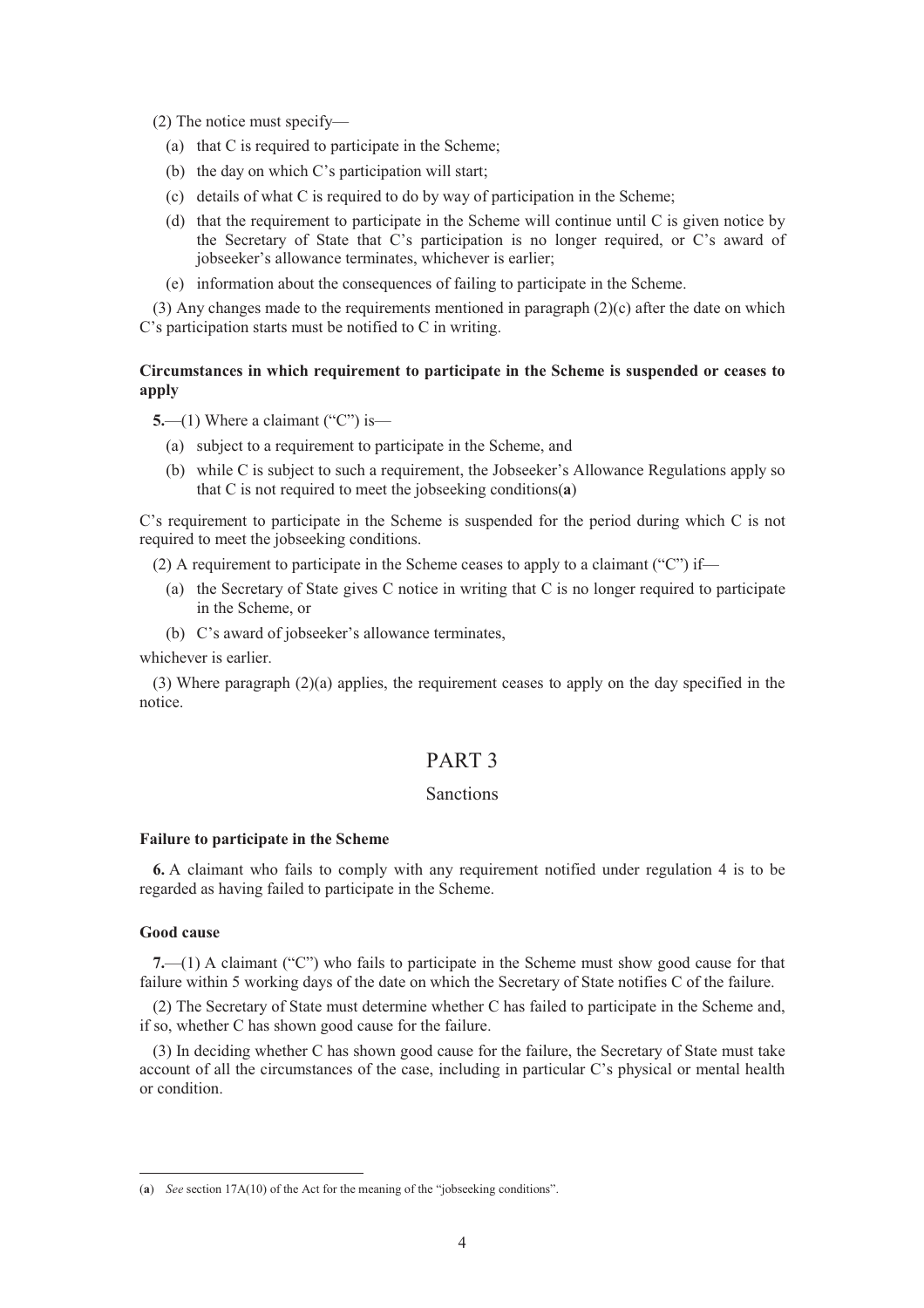(2) The notice must specify—

(a) that C is required to participate in the Scheme;

(b) the day on which C's participation will start;

(c) details of what C is required to do by way of participation in the Scheme;

(d) that the requirement to participate in the Scheme will continue until C is given notice by the Secretary of State that C's participation is no longer required, or C's award of jobseeker's allowance terminates, whichever is earlier;

(e) information about the consequences of failing to participate in the Scheme.

(3) Any changes made to the requirements mentioned in paragraph (2)(c) after the date on which C's participation starts must be notified to C in writing.

**Circumstances in which requirement to participate in the Scheme is suspended or ceases to apply**

**5.**—(1) Where a claimant ("C") is—

(a) subject to a requirement to participate in the Scheme, and

(b) while C is subject to such a requirement, the Jobseeker's Allowance Regulations apply so that C is not required to meet the jobseeking conditions(**a**)

C's requirement to participate in the Scheme is suspended for the period during which C is not required to meet the jobseeking conditions.

(2) A requirement to participate in the Scheme ceases to apply to a claimant ("C") if—

(a) the Secretary of State gives C notice in writing that C is no longer required to participate in the Scheme, or

(b) C's award of jobseeker's allowance terminates,

whichever is earlier.

(3) Where paragraph (2)(a) applies, the requirement ceases to apply on the day specified in the notice.

## PART 3

### Sanctions

**Failure to participate in the Scheme**

**6.** A claimant who fails to comply with any requirement notified under regulation 4 is to be regarded as having failed to participate in the Scheme.

**Good cause**

**7.**—(1) A claimant ("C") who fails to participate in the Scheme must show good cause for that failure within 5 working days of the date on which the Secretary of State notifies C of the failure.

(2) The Secretary of State must determine whether C has failed to participate in the Scheme and, if so, whether C has shown good cause for the failure.

(3) In deciding whether C has shown good cause for the failure, the Secretary of State must take account of all the circumstances of the case, including in particular C's physical or mental health or condition.

---

(**a**) *See* section 17A(10) of the Act for the meaning of the "jobseeking conditions".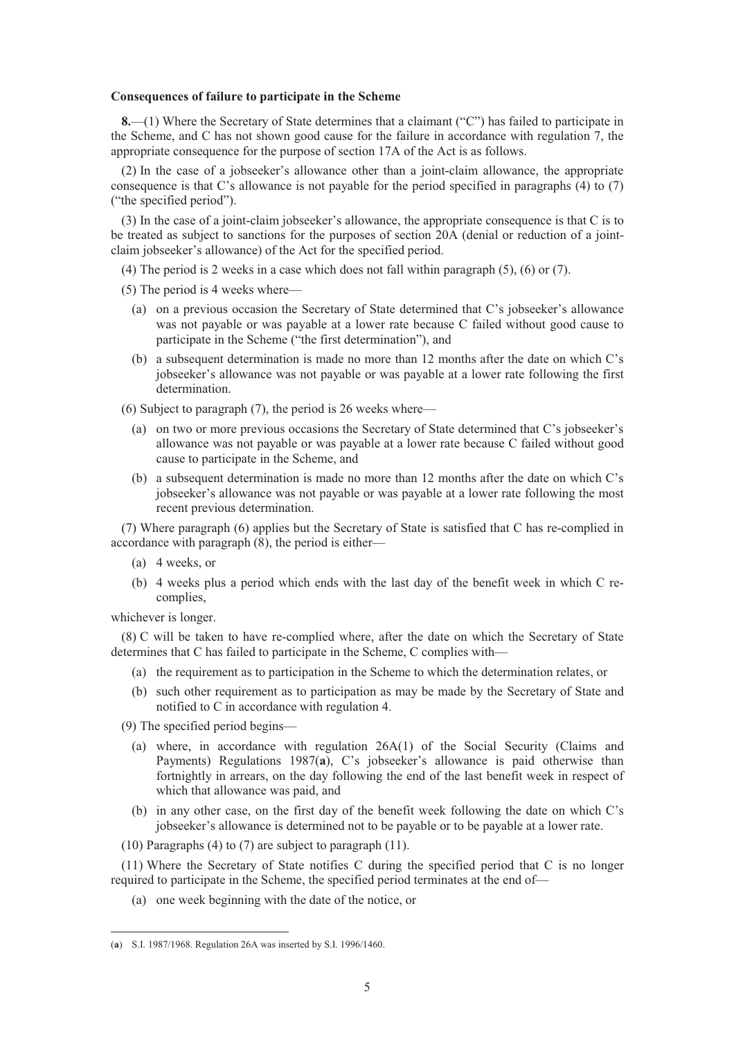**Consequences of failure to participate in the Scheme**

**8.**—(1) Where the Secretary of State determines that a claimant ("C") has failed to participate in the Scheme, and C has not shown good cause for the failure in accordance with regulation 7, the appropriate consequence for the purpose of section 17A of the Act is as follows.

(2) In the case of a jobseeker's allowance other than a joint-claim allowance, the appropriate consequence is that C's allowance is not payable for the period specified in paragraphs (4) to (7) ("the specified period").

(3) In the case of a joint-claim jobseeker's allowance, the appropriate consequence is that C is to be treated as subject to sanctions for the purposes of section 20A (denial or reduction of a joint-claim jobseeker's allowance) of the Act for the specified period.

(4) The period is 2 weeks in a case which does not fall within paragraph (5), (6) or (7).

(5) The period is 4 weeks where—

(a) on a previous occasion the Secretary of State determined that C's jobseeker's allowance was not payable or was payable at a lower rate because C failed without good cause to participate in the Scheme ("the first determination"), and

(b) a subsequent determination is made no more than 12 months after the date on which C's jobseeker's allowance was not payable or was payable at a lower rate following the first determination.

(6) Subject to paragraph (7), the period is 26 weeks where—

(a) on two or more previous occasions the Secretary of State determined that C's jobseeker's allowance was not payable or was payable at a lower rate because C failed without good cause to participate in the Scheme, and

(b) a subsequent determination is made no more than 12 months after the date on which C's jobseeker's allowance was not payable or was payable at a lower rate following the most recent previous determination.

(7) Where paragraph (6) applies but the Secretary of State is satisfied that C has re-complied in accordance with paragraph (8), the period is either—

(a) 4 weeks, or

(b) 4 weeks plus a period which ends with the last day of the benefit week in which C re-complies,

whichever is longer.

(8) C will be taken to have re-complied where, after the date on which the Secretary of State determines that C has failed to participate in the Scheme, C complies with—

(a) the requirement as to participation in the Scheme to which the determination relates, or

(b) such other requirement as to participation as may be made by the Secretary of State and notified to C in accordance with regulation 4.

(9) The specified period begins—

(a) where, in accordance with regulation 26A(1) of the Social Security (Claims and Payments) Regulations 1987(**a**), C's jobseeker's allowance is paid otherwise than fortnightly in arrears, on the day following the end of the last benefit week in respect of which that allowance was paid, and

(b) in any other case, on the first day of the benefit week following the date on which C's jobseeker's allowance is determined not to be payable or to be payable at a lower rate.

(10) Paragraphs (4) to (7) are subject to paragraph (11).

(11) Where the Secretary of State notifies C during the specified period that C is no longer required to participate in the Scheme, the specified period terminates at the end of—

(a) one week beginning with the date of the notice, or

---

(**a**) S.I. 1987/1968. Regulation 26A was inserted by S.I. 1996/1460.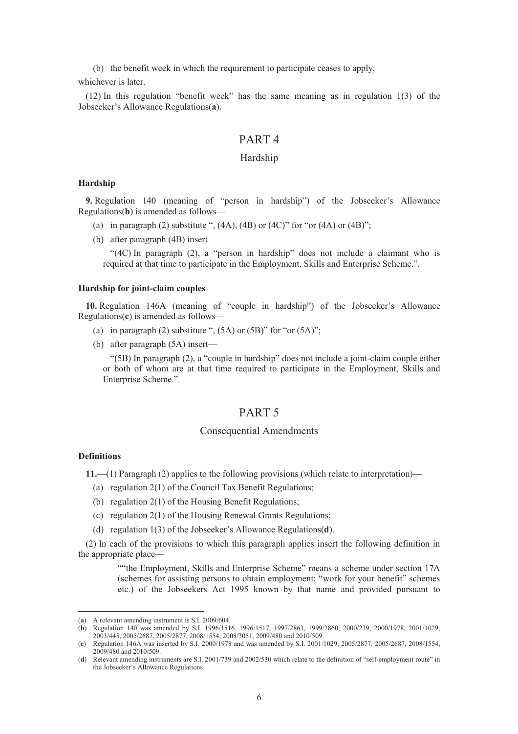(b) the benefit week in which the requirement to participate ceases to apply,

whichever is later.

(12) In this regulation "benefit week" has the same meaning as in regulation 1(3) of the Jobseeker's Allowance Regulations(**a**).

## PART 4

### Hardship

**Hardship**

**9.** Regulation 140 (meaning of "person in hardship") of the Jobseeker's Allowance Regulations(**b**) is amended as follows—

(a) in paragraph (2) substitute ", (4A), (4B) or (4C)" for "or (4A) or (4B)";

(b) after paragraph (4B) insert—

"(4C) In paragraph (2), a "person in hardship" does not include a claimant who is required at that time to participate in the Employment, Skills and Enterprise Scheme.".

**Hardship for joint-claim couples**

**10.** Regulation 146A (meaning of "couple in hardship") of the Jobseeker's Allowance Regulations(**c**) is amended as follows—

(a) in paragraph (2) substitute ", (5A) or (5B)" for "or (5A)";

(b) after paragraph (5A) insert—

"(5B) In paragraph (2), a "couple in hardship" does not include a joint-claim couple either or both of whom are at that time required to participate in the Employment, Skills and Enterprise Scheme.".

## PART 5

### Consequential Amendments

**Definitions**

**11.**—(1) Paragraph (2) applies to the following provisions (which relate to interpretation)—

(a) regulation 2(1) of the Council Tax Benefit Regulations;

(b) regulation 2(1) of the Housing Benefit Regulations;

(c) regulation 2(1) of the Housing Renewal Grants Regulations;

(d) regulation 1(3) of the Jobseeker's Allowance Regulations(**d**).

(2) In each of the provisions to which this paragraph applies insert the following definition in the appropriate place—

""the Employment, Skills and Enterprise Scheme" means a scheme under section 17A (schemes for assisting persons to obtain employment: "work for your benefit" schemes etc.) of the Jobseekers Act 1995 known by that name and provided pursuant to

---

(**a**) A relevant amending instrument is S.I. 2009/604.

(**b**) Regulation 140 was amended by S.I. 1996/1516, 1996/1517, 1997/2863, 1999/2860, 2000/239, 2000/1978, 2001/1029, 2003/445, 2005/2687, 2005/2877, 2008/1554, 2008/3051, 2009/480 and 2010/509.

(**c**) Regulation 146A was inserted by S.I. 2000/1978 and was amended by S.I. 2001/1029, 2005/2877, 2005/2687, 2008/1554, 2009/480 and 2010/509.

(**d**) Relevant amending instruments are S.I. 2001/739 and 2002/530 which relate to the definition of "self-employment route" in the Jobseeker's Allowance Regulations.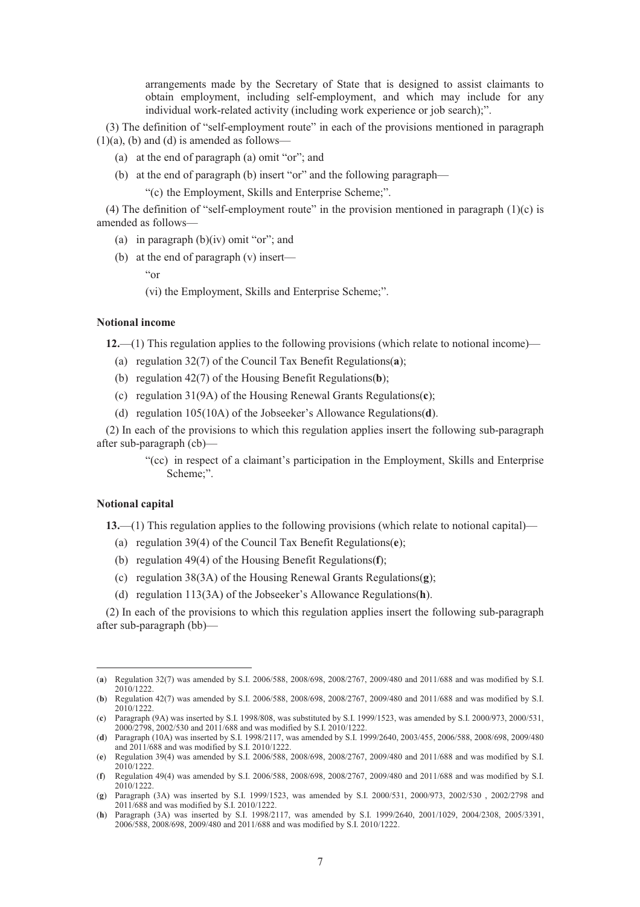arrangements made by the Secretary of State that is designed to assist claimants to obtain employment, including self-employment, and which may include for any individual work-related activity (including work experience or job search);".

(3) The definition of "self-employment route" in each of the provisions mentioned in paragraph (1)(a), (b) and (d) is amended as follows—

(a) at the end of paragraph (a) omit "or"; and

(b) at the end of paragraph (b) insert "or" and the following paragraph—

"(c) the Employment, Skills and Enterprise Scheme;".

(4) The definition of "self-employment route" in the provision mentioned in paragraph (1)(c) is amended as follows—

(a) in paragraph (b)(iv) omit "or"; and

(b) at the end of paragraph (v) insert—

"or

(vi) the Employment, Skills and Enterprise Scheme;".

**Notional income**

**12.**—(1) This regulation applies to the following provisions (which relate to notional income)—

(a) regulation 32(7) of the Council Tax Benefit Regulations(**a**);

(b) regulation 42(7) of the Housing Benefit Regulations(**b**);

(c) regulation 31(9A) of the Housing Renewal Grants Regulations(**c**);

(d) regulation 105(10A) of the Jobseeker's Allowance Regulations(**d**).

(2) In each of the provisions to which this regulation applies insert the following sub-paragraph after sub-paragraph (cb)—

"(cc) in respect of a claimant's participation in the Employment, Skills and Enterprise Scheme;".

**Notional capital**

**13.**—(1) This regulation applies to the following provisions (which relate to notional capital)—

(a) regulation 39(4) of the Council Tax Benefit Regulations(**e**);

(b) regulation 49(4) of the Housing Benefit Regulations(**f**);

(c) regulation 38(3A) of the Housing Renewal Grants Regulations(**g**);

(d) regulation 113(3A) of the Jobseeker's Allowance Regulations(**h**).

(2) In each of the provisions to which this regulation applies insert the following sub-paragraph after sub-paragraph (bb)—

---

(**a**) Regulation 32(7) was amended by S.I. 2006/588, 2008/698, 2008/2767, 2009/480 and 2011/688 and was modified by S.I. 2010/1222.

(**b**) Regulation 42(7) was amended by S.I. 2006/588, 2008/698, 2008/2767, 2009/480 and 2011/688 and was modified by S.I. 2010/1222.

(**c**) Paragraph (9A) was inserted by S.I. 1998/808, was substituted by S.I. 1999/1523, was amended by S.I. 2000/973, 2000/531, 2000/2798, 2002/530 and 2011/688 and was modified by S.I. 2010/1222.

(**d**) Paragraph (10A) was inserted by S.I. 1998/2117, was amended by S.I. 1999/2640, 2003/455, 2006/588, 2008/698, 2009/480 and 2011/688 and was modified by S.I. 2010/1222.

(**e**) Regulation 39(4) was amended by S.I. 2006/588, 2008/698, 2008/2767, 2009/480 and 2011/688 and was modified by S.I. 2010/1222.

(**f**) Regulation 49(4) was amended by S.I. 2006/588, 2008/698, 2008/2767, 2009/480 and 2011/688 and was modified by S.I. 2010/1222.

(**g**) Paragraph (3A) was inserted by S.I. 1999/1523, was amended by S.I. 2000/531, 2000/973, 2002/530 , 2002/2798 and 2011/688 and was modified by S.I. 2010/1222.

(**h**) Paragraph (3A) was inserted by S.I. 1998/2117, was amended by S.I. 1999/2640, 2001/1029, 2004/2308, 2005/3391, 2006/588, 2008/698, 2009/480 and 2011/688 and was modified by S.I. 2010/1222.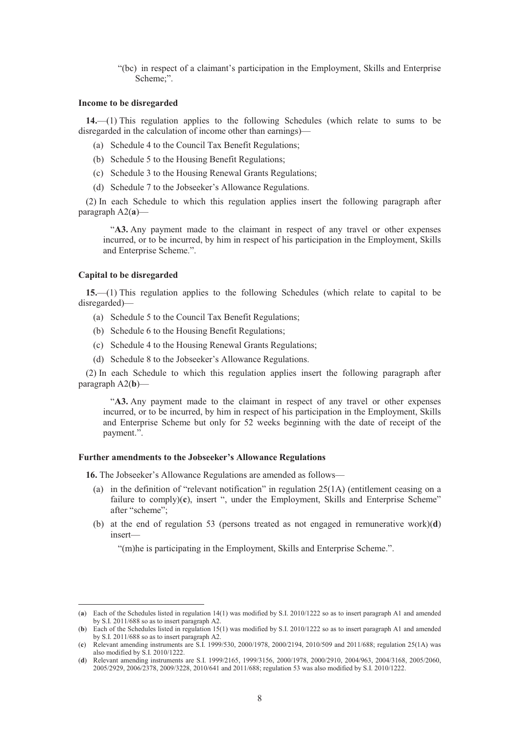"(bc) in respect of a claimant's participation in the Employment, Skills and Enterprise Scheme;".

**Income to be disregarded**

**14.**—(1) This regulation applies to the following Schedules (which relate to sums to be disregarded in the calculation of income other than earnings)—

(a) Schedule 4 to the Council Tax Benefit Regulations;

(b) Schedule 5 to the Housing Benefit Regulations;

(c) Schedule 3 to the Housing Renewal Grants Regulations;

(d) Schedule 7 to the Jobseeker's Allowance Regulations.

(2) In each Schedule to which this regulation applies insert the following paragraph after paragraph A2(**a**)—

"**A3.** Any payment made to the claimant in respect of any travel or other expenses incurred, or to be incurred, by him in respect of his participation in the Employment, Skills and Enterprise Scheme.".

**Capital to be disregarded**

**15.**—(1) This regulation applies to the following Schedules (which relate to capital to be disregarded)—

(a) Schedule 5 to the Council Tax Benefit Regulations;

(b) Schedule 6 to the Housing Benefit Regulations;

(c) Schedule 4 to the Housing Renewal Grants Regulations;

(d) Schedule 8 to the Jobseeker's Allowance Regulations.

(2) In each Schedule to which this regulation applies insert the following paragraph after paragraph A2(**b**)—

"**A3.** Any payment made to the claimant in respect of any travel or other expenses incurred, or to be incurred, by him in respect of his participation in the Employment, Skills and Enterprise Scheme but only for 52 weeks beginning with the date of receipt of the payment.".

**Further amendments to the Jobseeker's Allowance Regulations**

**16.** The Jobseeker's Allowance Regulations are amended as follows—

(a) in the definition of "relevant notification" in regulation 25(1A) (entitlement ceasing on a failure to comply)(**c**), insert ", under the Employment, Skills and Enterprise Scheme" after "scheme";

(b) at the end of regulation 53 (persons treated as not engaged in remunerative work)(**d**) insert—

"(m)he is participating in the Employment, Skills and Enterprise Scheme.".

---

(**a**) Each of the Schedules listed in regulation 14(1) was modified by S.I. 2010/1222 so as to insert paragraph A1 and amended by S.I. 2011/688 so as to insert paragraph A2.

(**b**) Each of the Schedules listed in regulation 15(1) was modified by S.I. 2010/1222 so as to insert paragraph A1 and amended by S.I. 2011/688 so as to insert paragraph A2.

(**c**) Relevant amending instruments are S.I. 1999/530, 2000/1978, 2000/2194, 2010/509 and 2011/688; regulation 25(1A) was also modified by S.I. 2010/1222.

(**d**) Relevant amending instruments are S.I. 1999/2165, 1999/3156, 2000/1978, 2000/2910, 2004/963, 2004/3168, 2005/2060, 2005/2929, 2006/2378, 2009/3228, 2010/641 and 2011/688; regulation 53 was also modified by S.I. 2010/1222.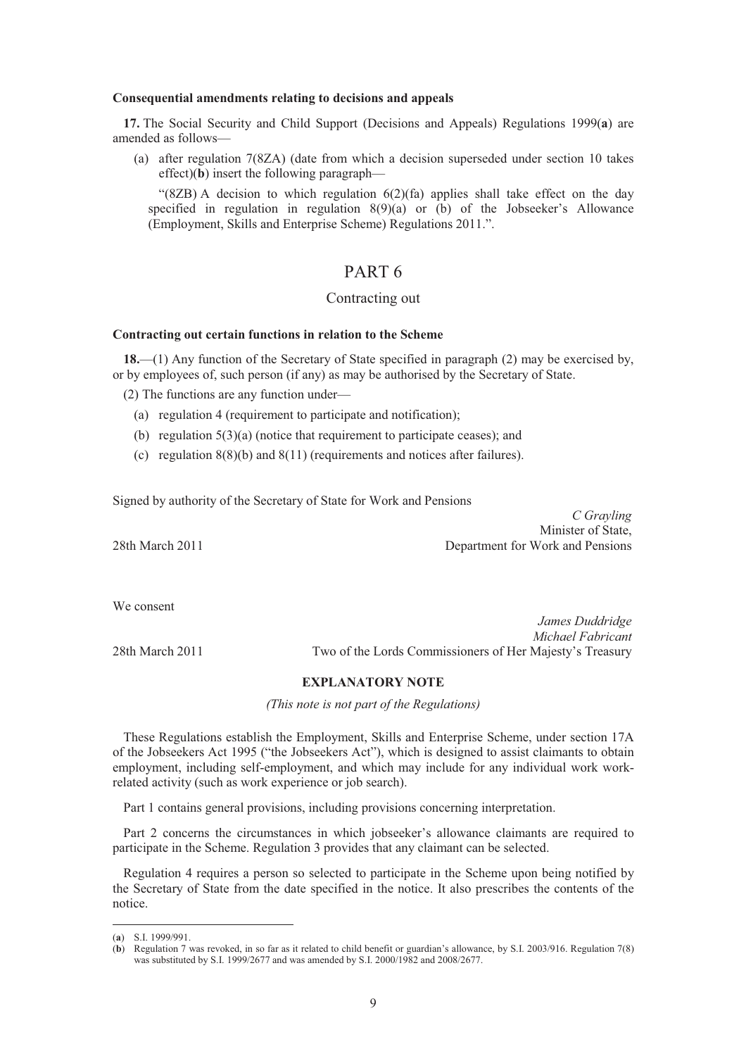**Consequential amendments relating to decisions and appeals**

**17.** The Social Security and Child Support (Decisions and Appeals) Regulations 1999(**a**) are amended as follows—

(a) after regulation 7(8ZA) (date from which a decision superseded under section 10 takes effect)(**b**) insert the following paragraph—

"(8ZB) A decision to which regulation 6(2)(fa) applies shall take effect on the day specified in regulation in regulation 8(9)(a) or (b) of the Jobseeker's Allowance (Employment, Skills and Enterprise Scheme) Regulations 2011.".

# PART 6

## Contracting out

**Contracting out certain functions in relation to the Scheme**

**18.**—(1) Any function of the Secretary of State specified in paragraph (2) may be exercised by, or by employees of, such person (if any) as may be authorised by the Secretary of State.

(2) The functions are any function under—

(a) regulation 4 (requirement to participate and notification);

(b) regulation 5(3)(a) (notice that requirement to participate ceases); and

(c) regulation 8(8)(b) and 8(11) (requirements and notices after failures).

Signed by authority of the Secretary of State for Work and Pensions

*C Grayling*
Minister of State,
28th March 2011 Department for Work and Pensions

We consent

*James Duddridge*
*Michael Fabricant*
28th March 2011 Two of the Lords Commissioners of Her Majesty's Treasury

**EXPLANATORY NOTE**

*(This note is not part of the Regulations)*

These Regulations establish the Employment, Skills and Enterprise Scheme, under section 17A of the Jobseekers Act 1995 ("the Jobseekers Act"), which is designed to assist claimants to obtain employment, including self-employment, and which may include for any individual work work-related activity (such as work experience or job search).

Part 1 contains general provisions, including provisions concerning interpretation.

Part 2 concerns the circumstances in which jobseeker's allowance claimants are required to participate in the Scheme. Regulation 3 provides that any claimant can be selected.

Regulation 4 requires a person so selected to participate in the Scheme upon being notified by the Secretary of State from the date specified in the notice. It also prescribes the contents of the notice.

(**a**) S.I. 1999/991.

(**b**) Regulation 7 was revoked, in so far as it related to child benefit or guardian's allowance, by S.I. 2003/916. Regulation 7(8) was substituted by S.I. 1999/2677 and was amended by S.I. 2000/1982 and 2008/2677.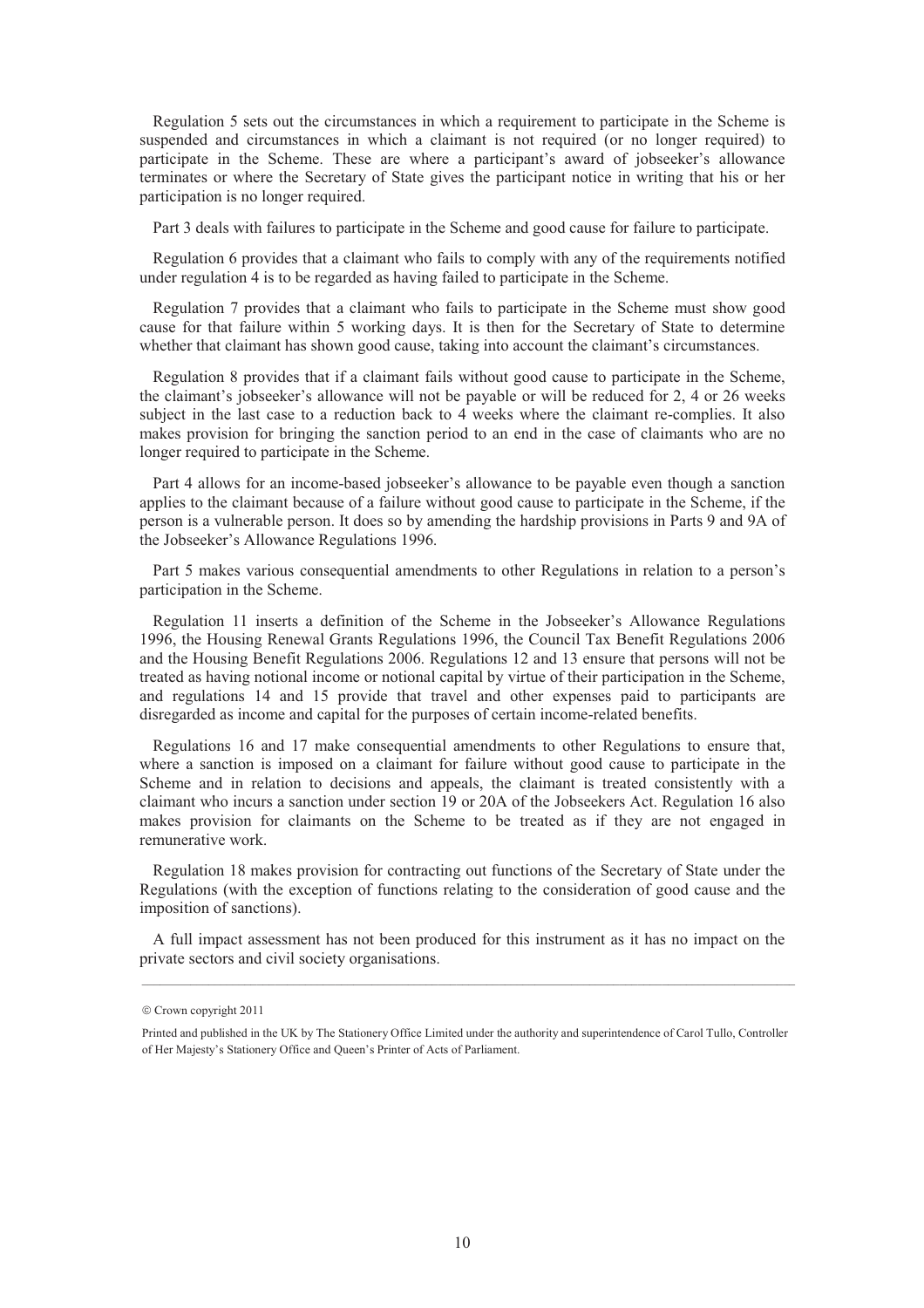Regulation 5 sets out the circumstances in which a requirement to participate in the Scheme is suspended and circumstances in which a claimant is not required (or no longer required) to participate in the Scheme. These are where a participant's award of jobseeker's allowance terminates or where the Secretary of State gives the participant notice in writing that his or her participation is no longer required.

Part 3 deals with failures to participate in the Scheme and good cause for failure to participate.

Regulation 6 provides that a claimant who fails to comply with any of the requirements notified under regulation 4 is to be regarded as having failed to participate in the Scheme.

Regulation 7 provides that a claimant who fails to participate in the Scheme must show good cause for that failure within 5 working days. It is then for the Secretary of State to determine whether that claimant has shown good cause, taking into account the claimant's circumstances.

Regulation 8 provides that if a claimant fails without good cause to participate in the Scheme, the claimant's jobseeker's allowance will not be payable or will be reduced for 2, 4 or 26 weeks subject in the last case to a reduction back to 4 weeks where the claimant re-complies. It also makes provision for bringing the sanction period to an end in the case of claimants who are no longer required to participate in the Scheme.

Part 4 allows for an income-based jobseeker's allowance to be payable even though a sanction applies to the claimant because of a failure without good cause to participate in the Scheme, if the person is a vulnerable person. It does so by amending the hardship provisions in Parts 9 and 9A of the Jobseeker's Allowance Regulations 1996.

Part 5 makes various consequential amendments to other Regulations in relation to a person's participation in the Scheme.

Regulation 11 inserts a definition of the Scheme in the Jobseeker's Allowance Regulations 1996, the Housing Renewal Grants Regulations 1996, the Council Tax Benefit Regulations 2006 and the Housing Benefit Regulations 2006. Regulations 12 and 13 ensure that persons will not be treated as having notional income or notional capital by virtue of their participation in the Scheme, and regulations 14 and 15 provide that travel and other expenses paid to participants are disregarded as income and capital for the purposes of certain income-related benefits.

Regulations 16 and 17 make consequential amendments to other Regulations to ensure that, where a sanction is imposed on a claimant for failure without good cause to participate in the Scheme and in relation to decisions and appeals, the claimant is treated consistently with a claimant who incurs a sanction under section 19 or 20A of the Jobseekers Act. Regulation 16 also makes provision for claimants on the Scheme to be treated as if they are not engaged in remunerative work.

Regulation 18 makes provision for contracting out functions of the Secretary of State under the Regulations (with the exception of functions relating to the consideration of good cause and the imposition of sanctions).

A full impact assessment has not been produced for this instrument as it has no impact on the private sectors and civil society organisations.

---

© Crown copyright 2011

Printed and published in the UK by The Stationery Office Limited under the authority and superintendence of Carol Tullo, Controller of Her Majesty's Stationery Office and Queen's Printer of Acts of Parliament.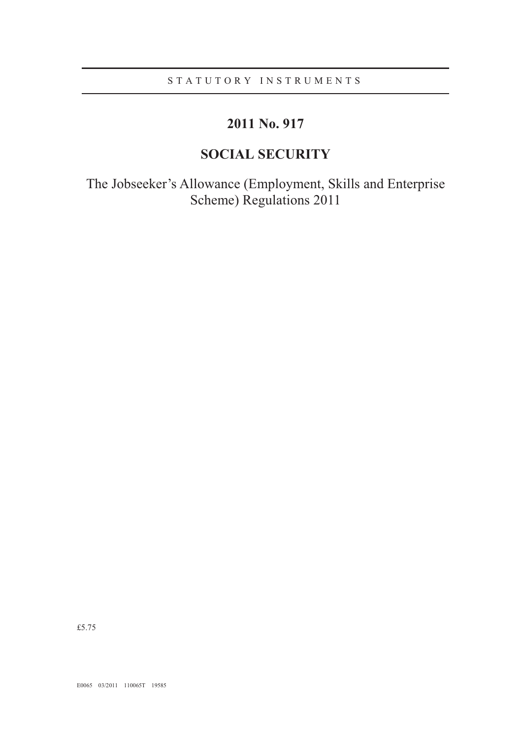STATUTORY INSTRUMENTS

# 2011 No. 917

# SOCIAL SECURITY

The Jobseeker's Allowance (Employment, Skills and Enterprise Scheme) Regulations 2011

£5.75

E0065 03/2011 110065T 19585